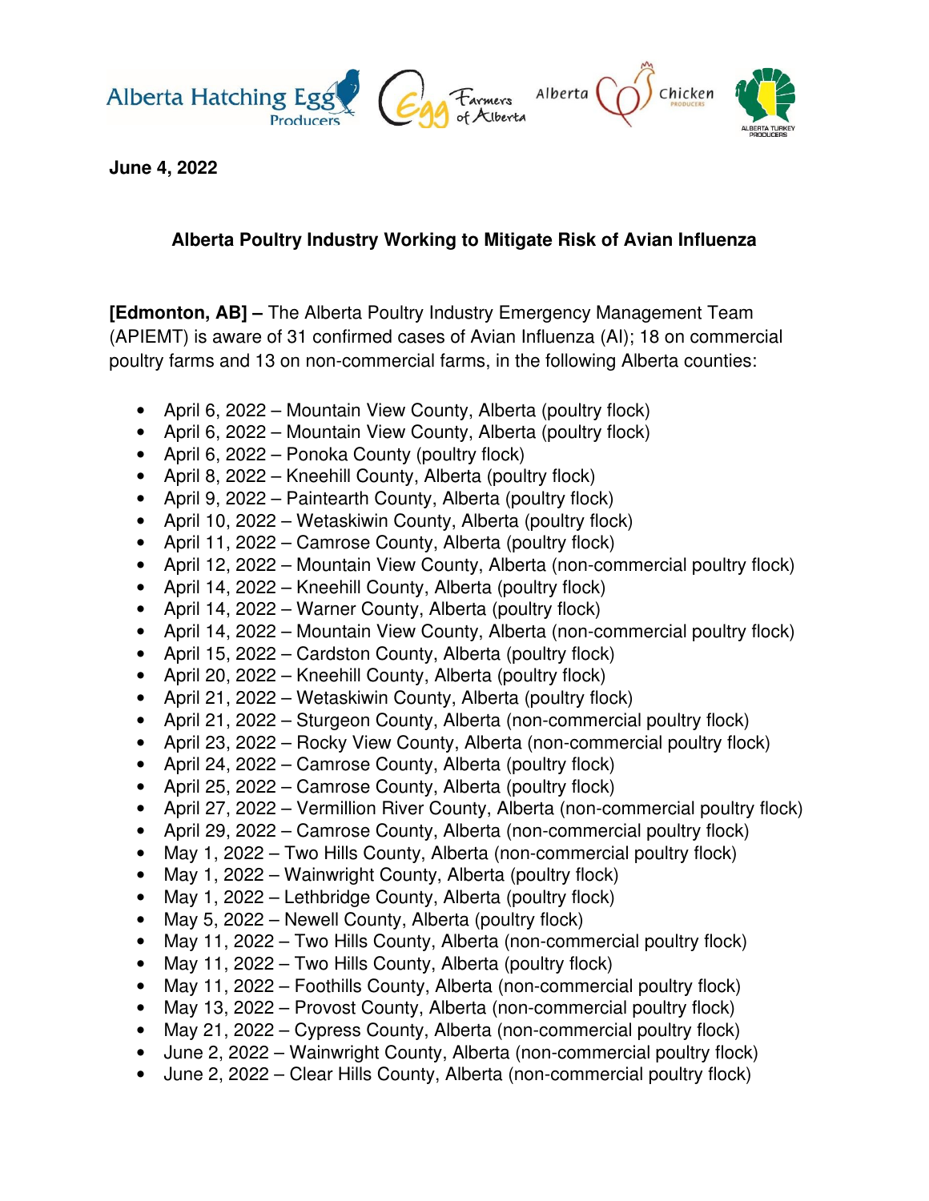**June 4, 2022**

## Alberta Poultry Industry Working to Mitigate Risk of Avian Influenza

**[Edmonton, AB] –** The Alberta Poultry Industry Emergency Management Team (APIEMT) is aware of 31 confirmed cases of Avian Influenza (AI); 18 on commercial poultry farms and 13 on non-commercial farms, in the following Alberta counties:

- April 6, 2022 – Mountain View County, Alberta (poultry flock)
- April 6, 2022 – Mountain View County, Alberta (poultry flock)
- April 6, 2022 – Ponoka County (poultry flock)
- April 8, 2022 – Kneehill County, Alberta (poultry flock)
- April 9, 2022 – Paintearth County, Alberta (poultry flock)
- April 10, 2022 – Wetaskiwin County, Alberta (poultry flock)
- April 11, 2022 – Camrose County, Alberta (poultry flock)
- April 12, 2022 – Mountain View County, Alberta (non-commercial poultry flock)
- April 14, 2022 – Kneehill County, Alberta (poultry flock)
- April 14, 2022 – Warner County, Alberta (poultry flock)
- April 14, 2022 – Mountain View County, Alberta (non-commercial poultry flock)
- April 15, 2022 – Cardston County, Alberta (poultry flock)
- April 20, 2022 – Kneehill County, Alberta (poultry flock)
- April 21, 2022 – Wetaskiwin County, Alberta (poultry flock)
- April 21, 2022 – Sturgeon County, Alberta (non-commercial poultry flock)
- April 23, 2022 – Rocky View County, Alberta (non-commercial poultry flock)
- April 24, 2022 – Camrose County, Alberta (poultry flock)
- April 25, 2022 – Camrose County, Alberta (poultry flock)
- April 27, 2022 – Vermillion River County, Alberta (non-commercial poultry flock)
- April 29, 2022 – Camrose County, Alberta (non-commercial poultry flock)
- May 1, 2022 – Two Hills County, Alberta (non-commercial poultry flock)
- May 1, 2022 – Wainwright County, Alberta (poultry flock)
- May 1, 2022 – Lethbridge County, Alberta (poultry flock)
- May 5, 2022 – Newell County, Alberta (poultry flock)
- May 11, 2022 – Two Hills County, Alberta (non-commercial poultry flock)
- May 11, 2022 – Two Hills County, Alberta (poultry flock)
- May 11, 2022 – Foothills County, Alberta (non-commercial poultry flock)
- May 13, 2022 – Provost County, Alberta (non-commercial poultry flock)
- May 21, 2022 – Cypress County, Alberta (non-commercial poultry flock)
- June 2, 2022 – Wainwright County, Alberta (non-commercial poultry flock)
- June 2, 2022 – Clear Hills County, Alberta (non-commercial poultry flock)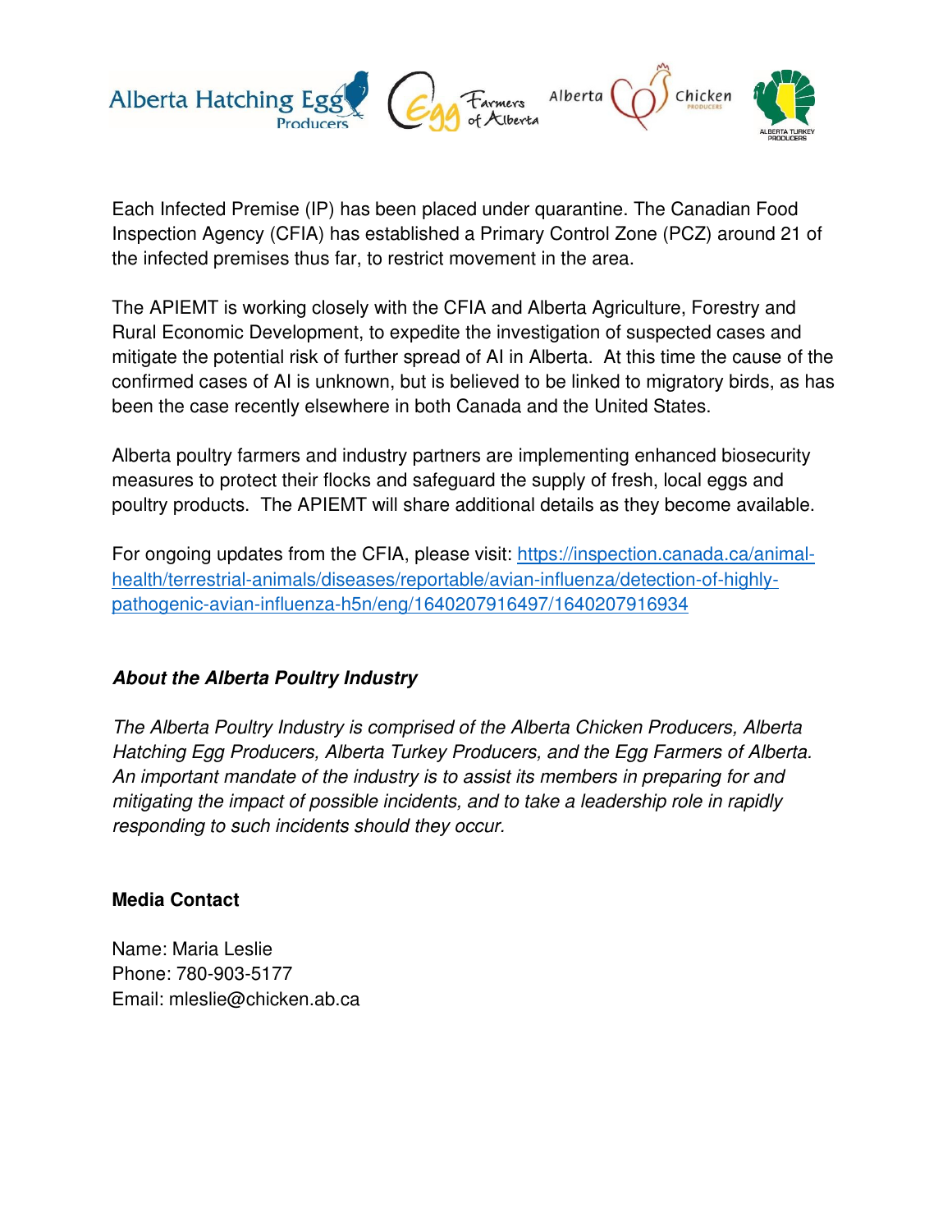Each Infected Premise (IP) has been placed under quarantine. The Canadian Food Inspection Agency (CFIA) has established a Primary Control Zone (PCZ) around 21 of the infected premises thus far, to restrict movement in the area.

The APIEMT is working closely with the CFIA and Alberta Agriculture, Forestry and Rural Economic Development, to expedite the investigation of suspected cases and mitigate the potential risk of further spread of AI in Alberta. At this time the cause of the confirmed cases of AI is unknown, but is believed to be linked to migratory birds, as has been the case recently elsewhere in both Canada and the United States.

Alberta poultry farmers and industry partners are implementing enhanced biosecurity measures to protect their flocks and safeguard the supply of fresh, local eggs and poultry products. The APIEMT will share additional details as they become available.

For ongoing updates from the CFIA, please visit: https://inspection.canada.ca/animal-health/terrestrial-animals/diseases/reportable/avian-influenza/detection-of-highly-pathogenic-avian-influenza-h5n/eng/1640207916497/1640207916934

***About the Alberta Poultry Industry***

*The Alberta Poultry Industry is comprised of the Alberta Chicken Producers, Alberta Hatching Egg Producers, Alberta Turkey Producers, and the Egg Farmers of Alberta. An important mandate of the industry is to assist its members in preparing for and mitigating the impact of possible incidents, and to take a leadership role in rapidly responding to such incidents should they occur.*

**Media Contact**

Name: Maria Leslie
Phone: 780-903-5177
Email: mleslie@chicken.ab.ca